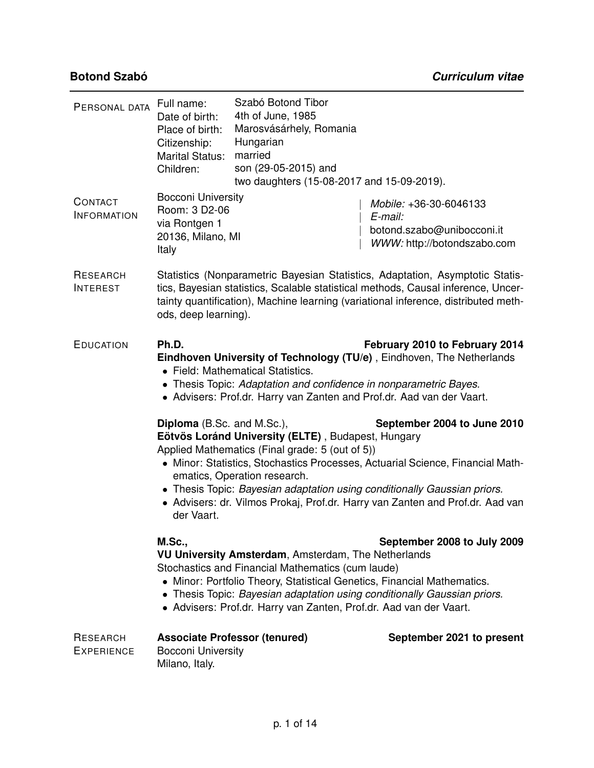**Botond Szabó** ***Curriculum vitae***

## Personal data

| | |
|---|---|
| Full name: | Szabó Botond Tibor |
| Date of birth: | 4th of June, 1985 |
| Place of birth: | Marosvásárhely, Romania |
| Citizenship: | Hungarian |
| Marital Status: | married |
| Children: | son (29-05-2015) and two daughters (15-08-2017 and 15-09-2019). |

## Contact Information

Bocconi University
Room: 3 D2-06
via Rontgen 1
20136, Milano, MI
Italy

*Mobile:* +36-30-6046133
*E-mail:* botond.szabo@unibocconi.it
*WWW:* http://botondszabo.com

## Research Interest

Statistics (Nonparametric Bayesian Statistics, Adaptation, Asymptotic Statistics, Bayesian statistics, Scalable statistical methods, Causal inference, Uncertainty quantification), Machine learning (variational inference, distributed methods, deep learning).

## Education

**Ph.D.** **February 2010 to February 2014**
**Eindhoven University of Technology (TU/e)** , Eindhoven, The Netherlands

- Field: Mathematical Statistics.
- Thesis Topic: *Adaptation and confidence in nonparametric Bayes.*
- Advisers: Prof.dr. Harry van Zanten and Prof.dr. Aad van der Vaart.

**Diploma** (B.Sc. and M.Sc.), **September 2004 to June 2010**
**Eötvös Loránd University (ELTE)** , Budapest, Hungary
Applied Mathematics (Final grade: 5 (out of 5))

- Minor: Statistics, Stochastics Processes, Actuarial Science, Financial Mathematics, Operation research.
- Thesis Topic: *Bayesian adaptation using conditionally Gaussian priors.*
- Advisers: dr. Vilmos Prokaj, Prof.dr. Harry van Zanten and Prof.dr. Aad van der Vaart.

**M.Sc.,** **September 2008 to July 2009**
**VU University Amsterdam**, Amsterdam, The Netherlands
Stochastics and Financial Mathematics (cum laude)

- Minor: Portfolio Theory, Statistical Genetics, Financial Mathematics.
- Thesis Topic: *Bayesian adaptation using conditionally Gaussian priors.*
- Advisers: Prof.dr. Harry van Zanten, Prof.dr. Aad van der Vaart.

## Research Experience

**Associate Professor (tenured)** **September 2021 to present**
Bocconi University
Milano, Italy.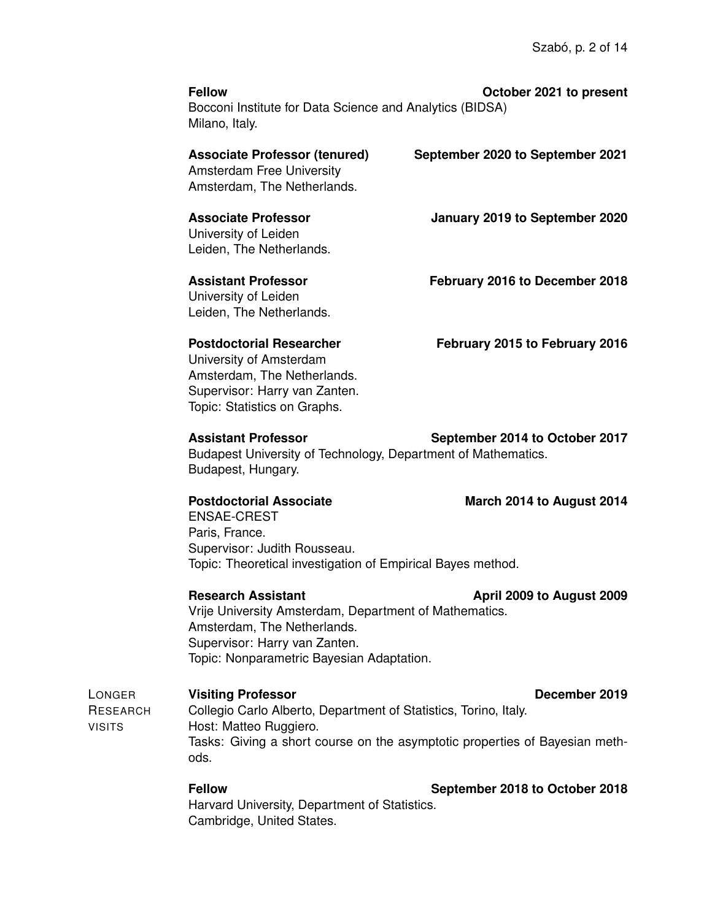**Fellow** — **October 2021 to present**
Bocconi Institute for Data Science and Analytics (BIDSA)
Milano, Italy.

**Associate Professor (tenured)** — **September 2020 to September 2021**
Amsterdam Free University
Amsterdam, The Netherlands.

**Associate Professor** — **January 2019 to September 2020**
University of Leiden
Leiden, The Netherlands.

**Assistant Professor** — **February 2016 to December 2018**
University of Leiden
Leiden, The Netherlands.

**Postdoctorial Researcher** — **February 2015 to February 2016**
University of Amsterdam
Amsterdam, The Netherlands.
Supervisor: Harry van Zanten.
Topic: Statistics on Graphs.

**Assistant Professor** — **September 2014 to October 2017**
Budapest University of Technology, Department of Mathematics.
Budapest, Hungary.

**Postdoctorial Associate** — **March 2014 to August 2014**
ENSAE-CREST
Paris, France.
Supervisor: Judith Rousseau.
Topic: Theoretical investigation of Empirical Bayes method.

**Research Assistant** — **April 2009 to August 2009**
Vrije University Amsterdam, Department of Mathematics.
Amsterdam, The Netherlands.
Supervisor: Harry van Zanten.
Topic: Nonparametric Bayesian Adaptation.

## Longer Research visits

**Visiting Professor** — **December 2019**
Collegio Carlo Alberto, Department of Statistics, Torino, Italy.
Host: Matteo Ruggiero.
Tasks: Giving a short course on the asymptotic properties of Bayesian methods.

**Fellow** — **September 2018 to October 2018**
Harvard University, Department of Statistics.
Cambridge, United States.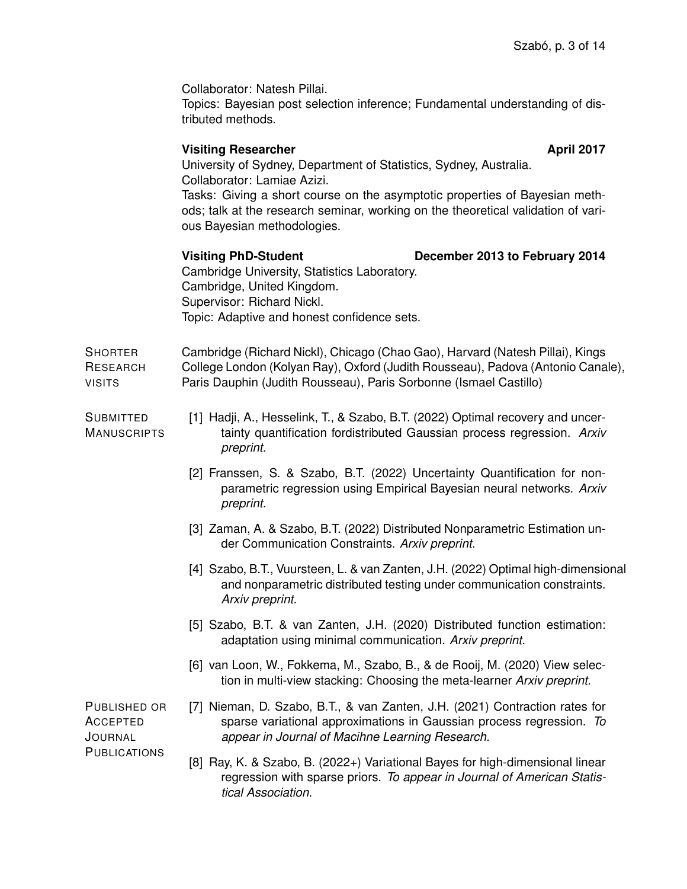Collaborator: Natesh Pillai.
Topics: Bayesian post selection inference; Fundamental understanding of distributed methods.

**Visiting Researcher** **April 2017**
University of Sydney, Department of Statistics, Sydney, Australia.
Collaborator: Lamiae Azizi.
Tasks: Giving a short course on the asymptotic properties of Bayesian methods; talk at the research seminar, working on the theoretical validation of various Bayesian methodologies.

**Visiting PhD-Student** **December 2013 to February 2014**
Cambridge University, Statistics Laboratory.
Cambridge, United Kingdom.
Supervisor: Richard Nickl.
Topic: Adaptive and honest confidence sets.

## Shorter Research visits

Cambridge (Richard Nickl), Chicago (Chao Gao), Harvard (Natesh Pillai), Kings College London (Kolyan Ray), Oxford (Judith Rousseau), Padova (Antonio Canale), Paris Dauphin (Judith Rousseau), Paris Sorbonne (Ismael Castillo)

## Submitted Manuscripts

[1] Hadji, A., Hesselink, T., & Szabo, B.T. (2022) Optimal recovery and uncertainty quantification fordistributed Gaussian process regression. *Arxiv preprint.*

[2] Franssen, S. & Szabo, B.T. (2022) Uncertainty Quantification for nonparametric regression using Empirical Bayesian neural networks. *Arxiv preprint.*

[3] Zaman, A. & Szabo, B.T. (2022) Distributed Nonparametric Estimation under Communication Constraints. *Arxiv preprint.*

[4] Szabo, B.T., Vuursteen, L. & van Zanten, J.H. (2022) Optimal high-dimensional and nonparametric distributed testing under communication constraints. *Arxiv preprint.*

[5] Szabo, B.T. & van Zanten, J.H. (2020) Distributed function estimation: adaptation using minimal communication. *Arxiv preprint.*

[6] van Loon, W., Fokkema, M., Szabo, B., & de Rooij, M. (2020) View selection in multi-view stacking: Choosing the meta-learner *Arxiv preprint.*

## Published or Accepted Journal Publications

[7] Nieman, D. Szabo, B.T., & van Zanten, J.H. (2021) Contraction rates for sparse variational approximations in Gaussian process regression. *To appear in Journal of Macihne Learning Research.*

[8] Ray, K. & Szabo, B. (2022+) Variational Bayes for high-dimensional linear regression with sparse priors. *To appear in Journal of American Statistical Association.*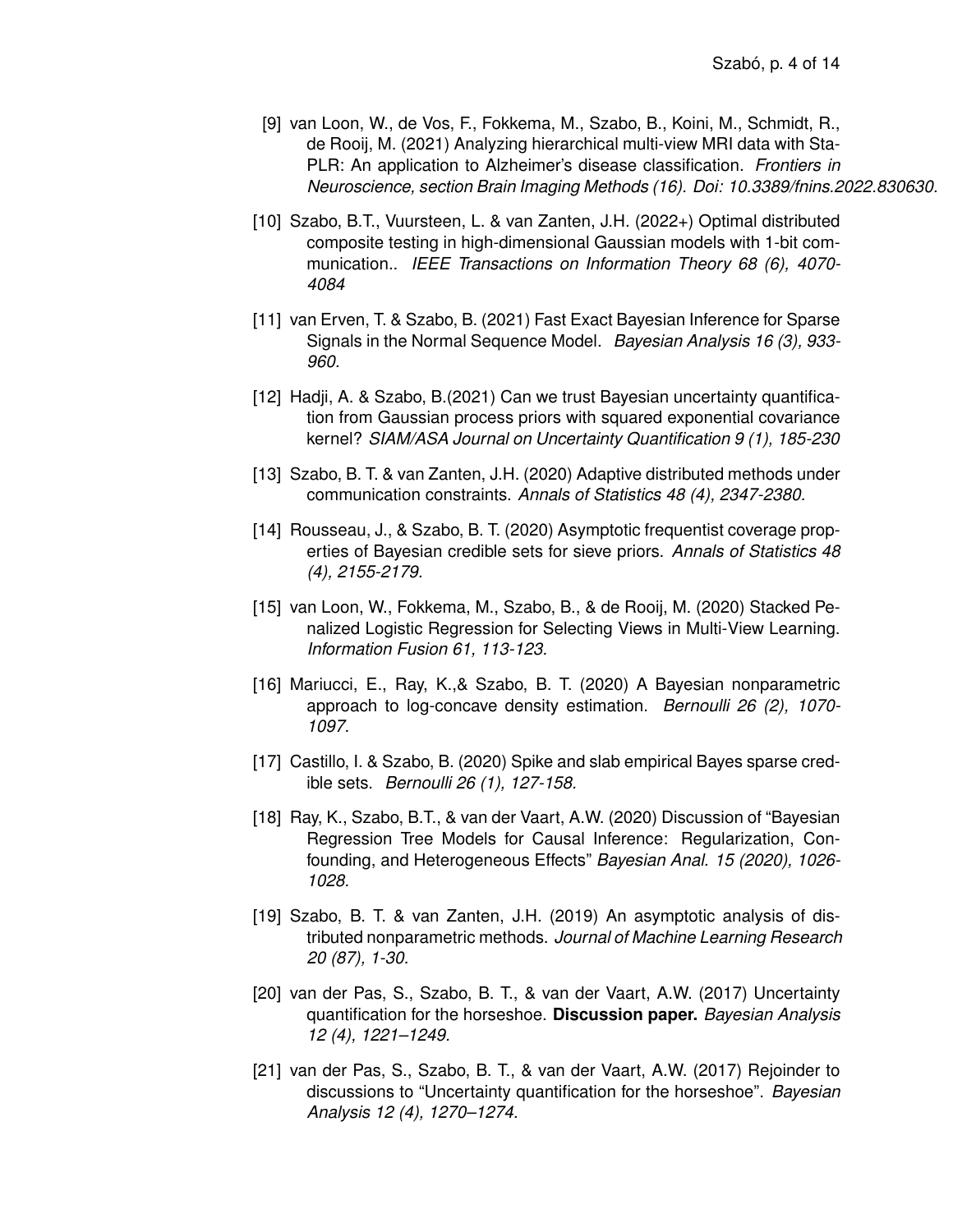[9] van Loon, W., de Vos, F., Fokkema, M., Szabo, B., Koini, M., Schmidt, R., de Rooij, M. (2021) Analyzing hierarchical multi-view MRI data with StaPLR: An application to Alzheimer's disease classification. *Frontiers in Neuroscience, section Brain Imaging Methods (16). Doi: 10.3389/fnins.2022.830630.*

[10] Szabo, B.T., Vuursteen, L. & van Zanten, J.H. (2022+) Optimal distributed composite testing in high-dimensional Gaussian models with 1-bit communication.. *IEEE Transactions on Information Theory 68 (6), 4070-4084*

[11] van Erven, T. & Szabo, B. (2021) Fast Exact Bayesian Inference for Sparse Signals in the Normal Sequence Model. *Bayesian Analysis 16 (3), 933-960.*

[12] Hadji, A. & Szabo, B.(2021) Can we trust Bayesian uncertainty quantification from Gaussian process priors with squared exponential covariance kernel? *SIAM/ASA Journal on Uncertainty Quantification 9 (1), 185-230*

[13] Szabo, B. T. & van Zanten, J.H. (2020) Adaptive distributed methods under communication constraints. *Annals of Statistics 48 (4), 2347-2380.*

[14] Rousseau, J., & Szabo, B. T. (2020) Asymptotic frequentist coverage properties of Bayesian credible sets for sieve priors. *Annals of Statistics 48 (4), 2155-2179.*

[15] van Loon, W., Fokkema, M., Szabo, B., & de Rooij, M. (2020) Stacked Penalized Logistic Regression for Selecting Views in Multi-View Learning. *Information Fusion 61, 113-123.*

[16] Mariucci, E., Ray, K.,& Szabo, B. T. (2020) A Bayesian nonparametric approach to log-concave density estimation. *Bernoulli 26 (2), 1070-1097.*

[17] Castillo, I. & Szabo, B. (2020) Spike and slab empirical Bayes sparse credible sets. *Bernoulli 26 (1), 127-158.*

[18] Ray, K., Szabo, B.T., & van der Vaart, A.W. (2020) Discussion of "Bayesian Regression Tree Models for Causal Inference: Regularization, Confounding, and Heterogeneous Effects" *Bayesian Anal. 15 (2020), 1026-1028.*

[19] Szabo, B. T. & van Zanten, J.H. (2019) An asymptotic analysis of distributed nonparametric methods. *Journal of Machine Learning Research 20 (87), 1-30.*

[20] van der Pas, S., Szabo, B. T., & van der Vaart, A.W. (2017) Uncertainty quantification for the horseshoe. **Discussion paper.** *Bayesian Analysis 12 (4), 1221–1249.*

[21] van der Pas, S., Szabo, B. T., & van der Vaart, A.W. (2017) Rejoinder to discussions to "Uncertainty quantification for the horseshoe". *Bayesian Analysis 12 (4), 1270–1274.*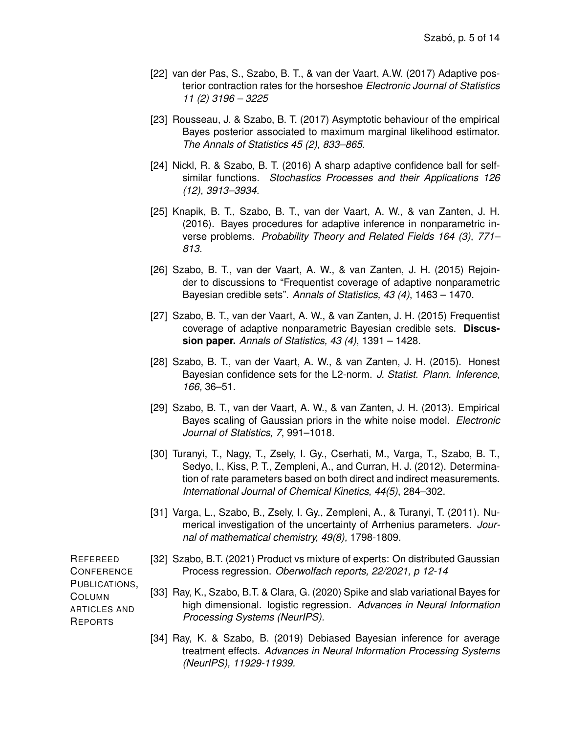[22] van der Pas, S., Szabo, B. T., & van der Vaart, A.W. (2017) Adaptive posterior contraction rates for the horseshoe *Electronic Journal of Statistics 11 (2) 3196 – 3225*

[23] Rousseau, J. & Szabo, B. T. (2017) Asymptotic behaviour of the empirical Bayes posterior associated to maximum marginal likelihood estimator. *The Annals of Statistics 45 (2), 833–865.*

[24] Nickl, R. & Szabo, B. T. (2016) A sharp adaptive confidence ball for self-similar functions. *Stochastics Processes and their Applications 126 (12), 3913–3934.*

[25] Knapik, B. T., Szabo, B. T., van der Vaart, A. W., & van Zanten, J. H. (2016). Bayes procedures for adaptive inference in nonparametric inverse problems. *Probability Theory and Related Fields 164 (3), 771–813.*

[26] Szabo, B. T., van der Vaart, A. W., & van Zanten, J. H. (2015) Rejoinder to discussions to "Frequentist coverage of adaptive nonparametric Bayesian credible sets". *Annals of Statistics, 43 (4)*, 1463 – 1470.

[27] Szabo, B. T., van der Vaart, A. W., & van Zanten, J. H. (2015) Frequentist coverage of adaptive nonparametric Bayesian credible sets. **Discussion paper.** *Annals of Statistics, 43 (4)*, 1391 – 1428.

[28] Szabo, B. T., van der Vaart, A. W., & van Zanten, J. H. (2015). Honest Bayesian confidence sets for the L2-norm. *J. Statist. Plann. Inference, 166,* 36–51.

[29] Szabo, B. T., van der Vaart, A. W., & van Zanten, J. H. (2013). Empirical Bayes scaling of Gaussian priors in the white noise model. *Electronic Journal of Statistics, 7*, 991–1018.

[30] Turanyi, T., Nagy, T., Zsely, I. Gy., Cserhati, M., Varga, T., Szabo, B. T., Sedyo, I., Kiss, P. T., Zempleni, A., and Curran, H. J. (2012). Determination of rate parameters based on both direct and indirect measurements. *International Journal of Chemical Kinetics, 44(5)*, 284–302.

[31] Varga, L., Szabo, B., Zsely, I. Gy., Zempleni, A., & Turanyi, T. (2011). Numerical investigation of the uncertainty of Arrhenius parameters. *Journal of mathematical chemistry, 49(8),* 1798-1809.

## Refereed Conference Publications, Column articles and Reports

[32] Szabo, B.T. (2021) Product vs mixture of experts: On distributed Gaussian Process regression. *Oberwolfach reports, 22/2021, p 12-14*

[33] Ray, K., Szabo, B.T. & Clara, G. (2020) Spike and slab variational Bayes for high dimensional. logistic regression. *Advances in Neural Information Processing Systems (NeurIPS).*

[34] Ray, K. & Szabo, B. (2019) Debiased Bayesian inference for average treatment effects. *Advances in Neural Information Processing Systems (NeurIPS), 11929-11939.*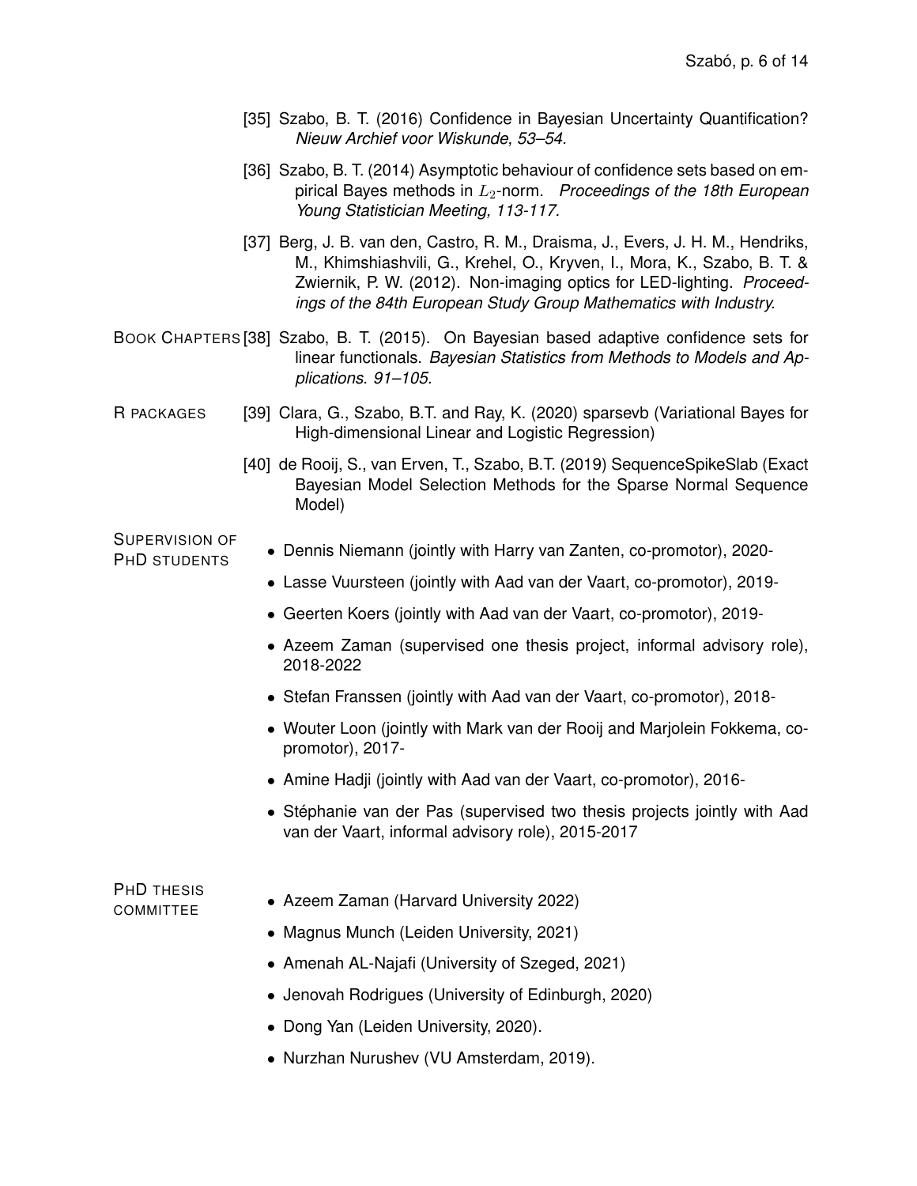[35] Szabo, B. T. (2016) Confidence in Bayesian Uncertainty Quantification? *Nieuw Archief voor Wiskunde, 53–54.*

[36] Szabo, B. T. (2014) Asymptotic behaviour of confidence sets based on empirical Bayes methods in $L_2$-norm. *Proceedings of the 18th European Young Statistician Meeting, 113-117.*

[37] Berg, J. B. van den, Castro, R. M., Draisma, J., Evers, J. H. M., Hendriks, M., Khimshiashvili, G., Krehel, O., Kryven, I., Mora, K., Szabo, B. T. & Zwiernik, P. W. (2012). Non-imaging optics for LED-lighting. *Proceedings of the 84th European Study Group Mathematics with Industry.*

## Book Chapters

[38] Szabo, B. T. (2015). On Bayesian based adaptive confidence sets for linear functionals. *Bayesian Statistics from Methods to Models and Applications. 91–105.*

## R packages

[39] Clara, G., Szabo, B.T. and Ray, K. (2020) sparsevb (Variational Bayes for High-dimensional Linear and Logistic Regression)

[40] de Rooij, S., van Erven, T., Szabo, B.T. (2019) SequenceSpikeSlab (Exact Bayesian Model Selection Methods for the Sparse Normal Sequence Model)

## Supervision of PhD students

- Dennis Niemann (jointly with Harry van Zanten, co-promotor), 2020-
- Lasse Vuursteen (jointly with Aad van der Vaart, co-promotor), 2019-
- Geerten Koers (jointly with Aad van der Vaart, co-promotor), 2019-
- Azeem Zaman (supervised one thesis project, informal advisory role), 2018-2022
- Stefan Franssen (jointly with Aad van der Vaart, co-promotor), 2018-
- Wouter Loon (jointly with Mark van der Rooij and Marjolein Fokkema, co-promotor), 2017-
- Amine Hadji (jointly with Aad van der Vaart, co-promotor), 2016-
- Stéphanie van der Pas (supervised two thesis projects jointly with Aad van der Vaart, informal advisory role), 2015-2017

## PhD thesis committee

- Azeem Zaman (Harvard University 2022)
- Magnus Munch (Leiden University, 2021)
- Amenah AL-Najafi (University of Szeged, 2021)
- Jenovah Rodrigues (University of Edinburgh, 2020)
- Dong Yan (Leiden University, 2020).
- Nurzhan Nurushev (VU Amsterdam, 2019).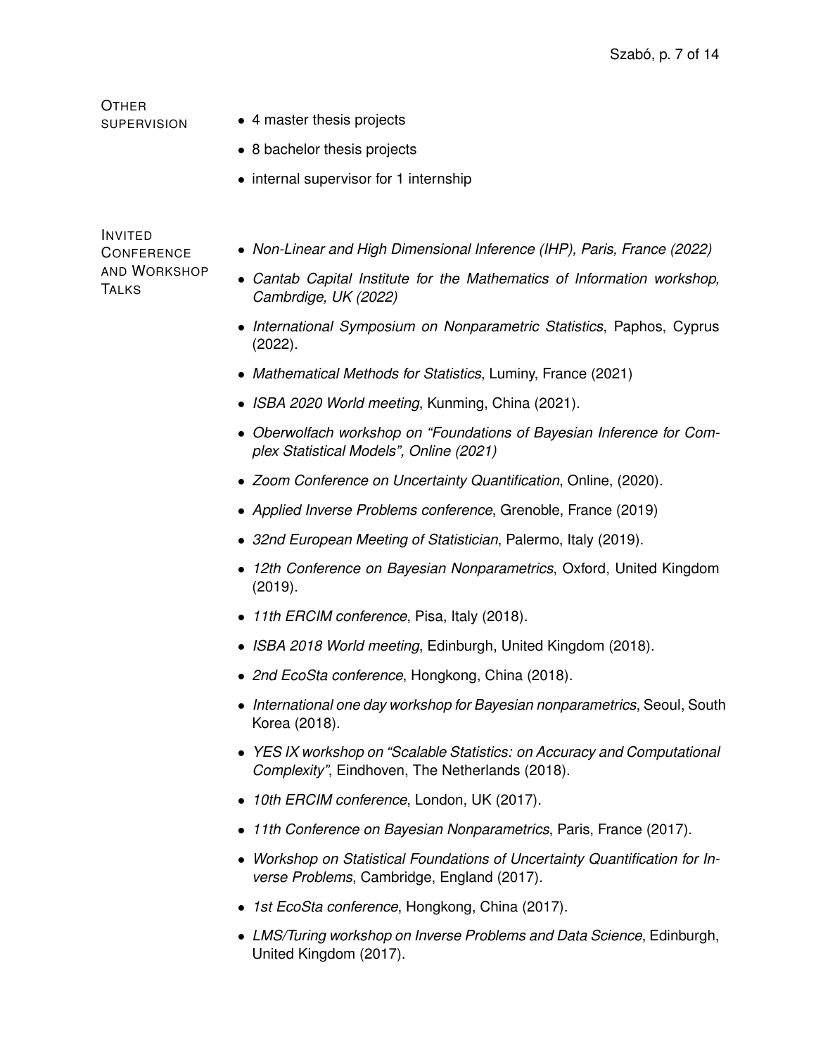**Other supervision**

- 4 master thesis projects
- 8 bachelor thesis projects
- internal supervisor for 1 internship

**Invited Conference and Workshop Talks**

- *Non-Linear and High Dimensional Inference (IHP), Paris, France (2022)*
- *Cantab Capital Institute for the Mathematics of Information workshop, Cambrdige, UK (2022)*
- *International Symposium on Nonparametric Statistics*, Paphos, Cyprus (2022).
- *Mathematical Methods for Statistics*, Luminy, France (2021)
- *ISBA 2020 World meeting*, Kunming, China (2021).
- *Oberwolfach workshop on "Foundations of Bayesian Inference for Complex Statistical Models", Online (2021)*
- *Zoom Conference on Uncertainty Quantification*, Online, (2020).
- *Applied Inverse Problems conference*, Grenoble, France (2019)
- *32nd European Meeting of Statistician*, Palermo, Italy (2019).
- *12th Conference on Bayesian Nonparametrics*, Oxford, United Kingdom (2019).
- *11th ERCIM conference*, Pisa, Italy (2018).
- *ISBA 2018 World meeting*, Edinburgh, United Kingdom (2018).
- *2nd EcoSta conference*, Hongkong, China (2018).
- *International one day workshop for Bayesian nonparametrics*, Seoul, South Korea (2018).
- *YES IX workshop on "Scalable Statistics: on Accuracy and Computational Complexity"*, Eindhoven, The Netherlands (2018).
- *10th ERCIM conference*, London, UK (2017).
- *11th Conference on Bayesian Nonparametrics*, Paris, France (2017).
- *Workshop on Statistical Foundations of Uncertainty Quantification for Inverse Problems*, Cambridge, England (2017).
- *1st EcoSta conference*, Hongkong, China (2017).
- *LMS/Turing workshop on Inverse Problems and Data Science*, Edinburgh, United Kingdom (2017).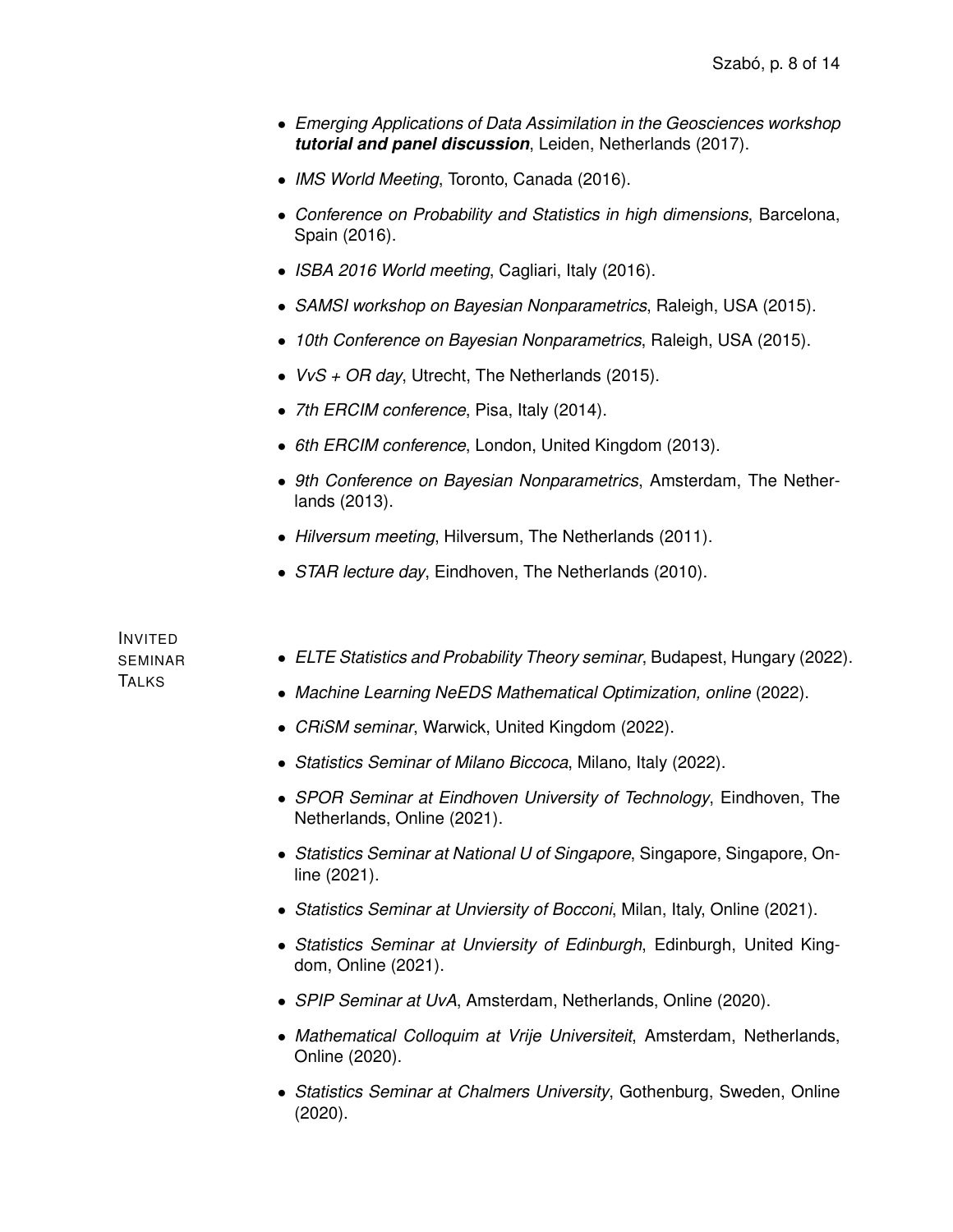- *Emerging Applications of Data Assimilation in the Geosciences workshop* ***tutorial and panel discussion***, Leiden, Netherlands (2017).
- *IMS World Meeting*, Toronto, Canada (2016).
- *Conference on Probability and Statistics in high dimensions*, Barcelona, Spain (2016).
- *ISBA 2016 World meeting*, Cagliari, Italy (2016).
- *SAMSI workshop on Bayesian Nonparametrics*, Raleigh, USA (2015).
- *10th Conference on Bayesian Nonparametrics*, Raleigh, USA (2015).
- *VvS + OR day*, Utrecht, The Netherlands (2015).
- *7th ERCIM conference*, Pisa, Italy (2014).
- *6th ERCIM conference*, London, United Kingdom (2013).
- *9th Conference on Bayesian Nonparametrics*, Amsterdam, The Netherlands (2013).
- *Hilversum meeting*, Hilversum, The Netherlands (2011).
- *STAR lecture day*, Eindhoven, The Netherlands (2010).

### Invited seminar Talks

- *ELTE Statistics and Probability Theory seminar*, Budapest, Hungary (2022).
- *Machine Learning NeEDS Mathematical Optimization, online* (2022).
- *CRiSM seminar*, Warwick, United Kingdom (2022).
- *Statistics Seminar of Milano Biccoca*, Milano, Italy (2022).
- *SPOR Seminar at Eindhoven University of Technology*, Eindhoven, The Netherlands, Online (2021).
- *Statistics Seminar at National U of Singapore*, Singapore, Singapore, Online (2021).
- *Statistics Seminar at Unviersity of Bocconi*, Milan, Italy, Online (2021).
- *Statistics Seminar at Unviersity of Edinburgh*, Edinburgh, United Kingdom, Online (2021).
- *SPIP Seminar at UvA*, Amsterdam, Netherlands, Online (2020).
- *Mathematical Colloquim at Vrije Universiteit*, Amsterdam, Netherlands, Online (2020).
- *Statistics Seminar at Chalmers University*, Gothenburg, Sweden, Online (2020).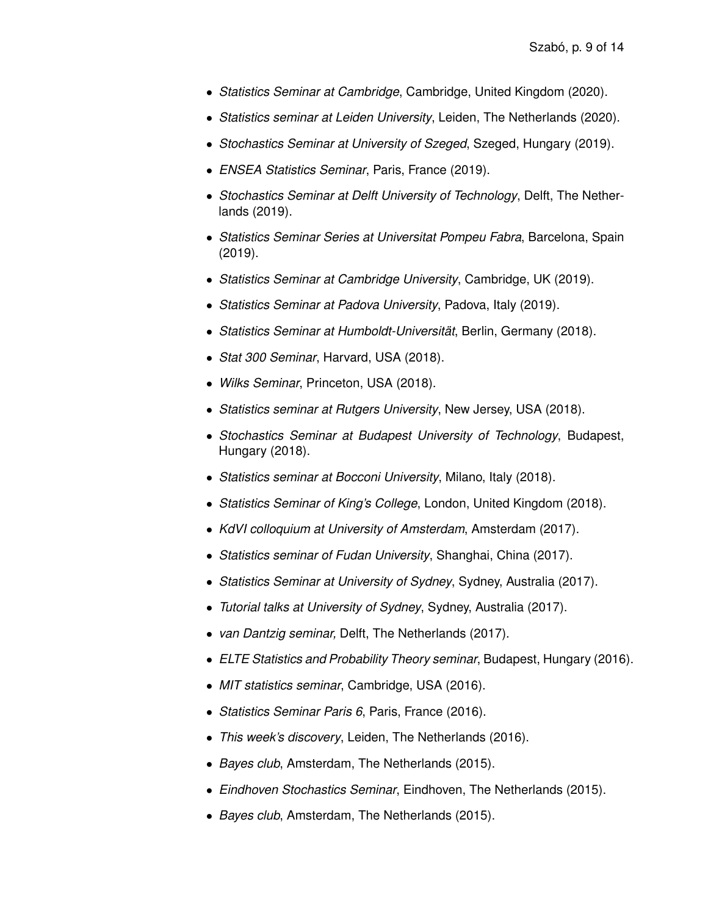- *Statistics Seminar at Cambridge*, Cambridge, United Kingdom (2020).
- *Statistics seminar at Leiden University*, Leiden, The Netherlands (2020).
- *Stochastics Seminar at University of Szeged*, Szeged, Hungary (2019).
- *ENSEA Statistics Seminar*, Paris, France (2019).
- *Stochastics Seminar at Delft University of Technology*, Delft, The Netherlands (2019).
- *Statistics Seminar Series at Universitat Pompeu Fabra*, Barcelona, Spain (2019).
- *Statistics Seminar at Cambridge University*, Cambridge, UK (2019).
- *Statistics Seminar at Padova University*, Padova, Italy (2019).
- *Statistics Seminar at Humboldt-Universität*, Berlin, Germany (2018).
- *Stat 300 Seminar*, Harvard, USA (2018).
- *Wilks Seminar*, Princeton, USA (2018).
- *Statistics seminar at Rutgers University*, New Jersey, USA (2018).
- *Stochastics Seminar at Budapest University of Technology*, Budapest, Hungary (2018).
- *Statistics seminar at Bocconi University*, Milano, Italy (2018).
- *Statistics Seminar of King's College*, London, United Kingdom (2018).
- *KdVI colloquium at University of Amsterdam*, Amsterdam (2017).
- *Statistics seminar of Fudan University*, Shanghai, China (2017).
- *Statistics Seminar at University of Sydney*, Sydney, Australia (2017).
- *Tutorial talks at University of Sydney*, Sydney, Australia (2017).
- *van Dantzig seminar,* Delft, The Netherlands (2017).
- *ELTE Statistics and Probability Theory seminar*, Budapest, Hungary (2016).
- *MIT statistics seminar*, Cambridge, USA (2016).
- *Statistics Seminar Paris 6*, Paris, France (2016).
- *This week's discovery*, Leiden, The Netherlands (2016).
- *Bayes club*, Amsterdam, The Netherlands (2015).
- *Eindhoven Stochastics Seminar*, Eindhoven, The Netherlands (2015).
- *Bayes club*, Amsterdam, The Netherlands (2015).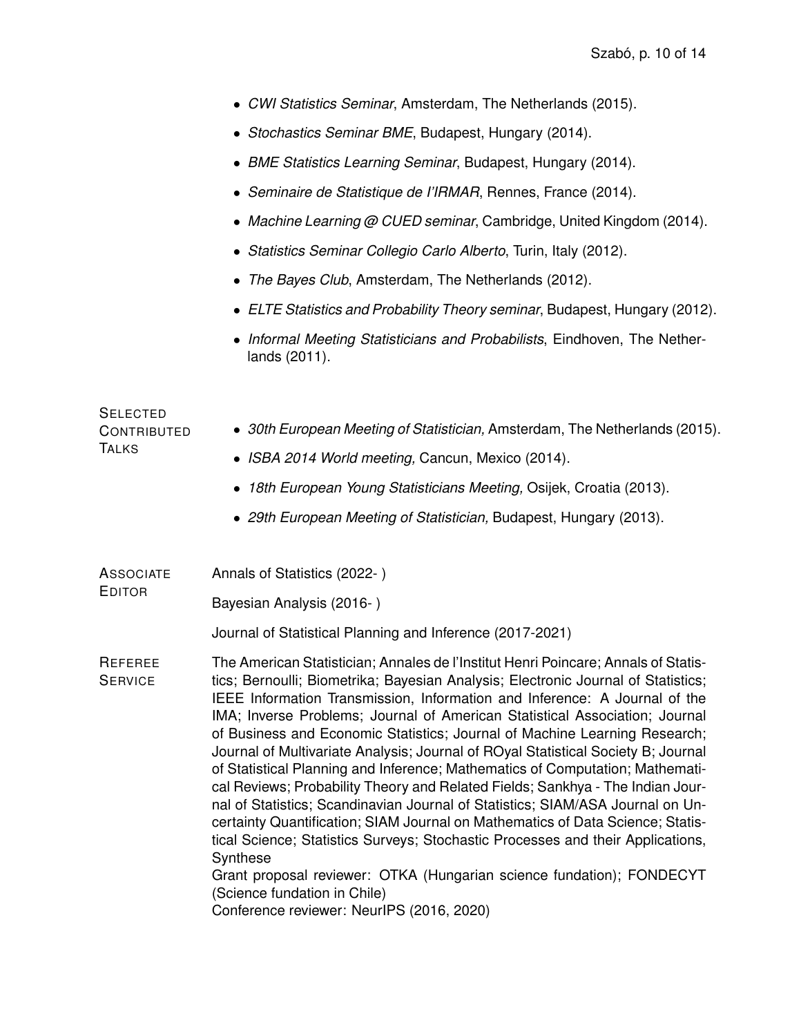- *CWI Statistics Seminar*, Amsterdam, The Netherlands (2015).
- *Stochastics Seminar BME*, Budapest, Hungary (2014).
- *BME Statistics Learning Seminar*, Budapest, Hungary (2014).
- *Seminaire de Statistique de l'IRMAR*, Rennes, France (2014).
- *Machine Learning @ CUED seminar*, Cambridge, United Kingdom (2014).
- *Statistics Seminar Collegio Carlo Alberto*, Turin, Italy (2012).
- *The Bayes Club*, Amsterdam, The Netherlands (2012).
- *ELTE Statistics and Probability Theory seminar*, Budapest, Hungary (2012).
- *Informal Meeting Statisticians and Probabilists*, Eindhoven, The Netherlands (2011).

## Selected Contributed Talks

- *30th European Meeting of Statistician,* Amsterdam, The Netherlands (2015).
- *ISBA 2014 World meeting,* Cancun, Mexico (2014).
- *18th European Young Statisticians Meeting,* Osijek, Croatia (2013).
- *29th European Meeting of Statistician,* Budapest, Hungary (2013).

## Associate Editor

Annals of Statistics (2022- )

Bayesian Analysis (2016- )

Journal of Statistical Planning and Inference (2017-2021)

## Referee Service

The American Statistician; Annales de l'Institut Henri Poincare; Annals of Statistics; Bernoulli; Biometrika; Bayesian Analysis; Electronic Journal of Statistics; IEEE Information Transmission, Information and Inference: A Journal of the IMA; Inverse Problems; Journal of American Statistical Association; Journal of Business and Economic Statistics; Journal of Machine Learning Research; Journal of Multivariate Analysis; Journal of ROyal Statistical Society B; Journal of Statistical Planning and Inference; Mathematics of Computation; Mathematical Reviews; Probability Theory and Related Fields; Sankhya - The Indian Journal of Statistics; Scandinavian Journal of Statistics; SIAM/ASA Journal on Uncertainty Quantification; SIAM Journal on Mathematics of Data Science; Statistical Science; Statistics Surveys; Stochastic Processes and their Applications, Synthese

Grant proposal reviewer: OTKA (Hungarian science fundation); FONDECYT (Science fundation in Chile)

Conference reviewer: NeurIPS (2016, 2020)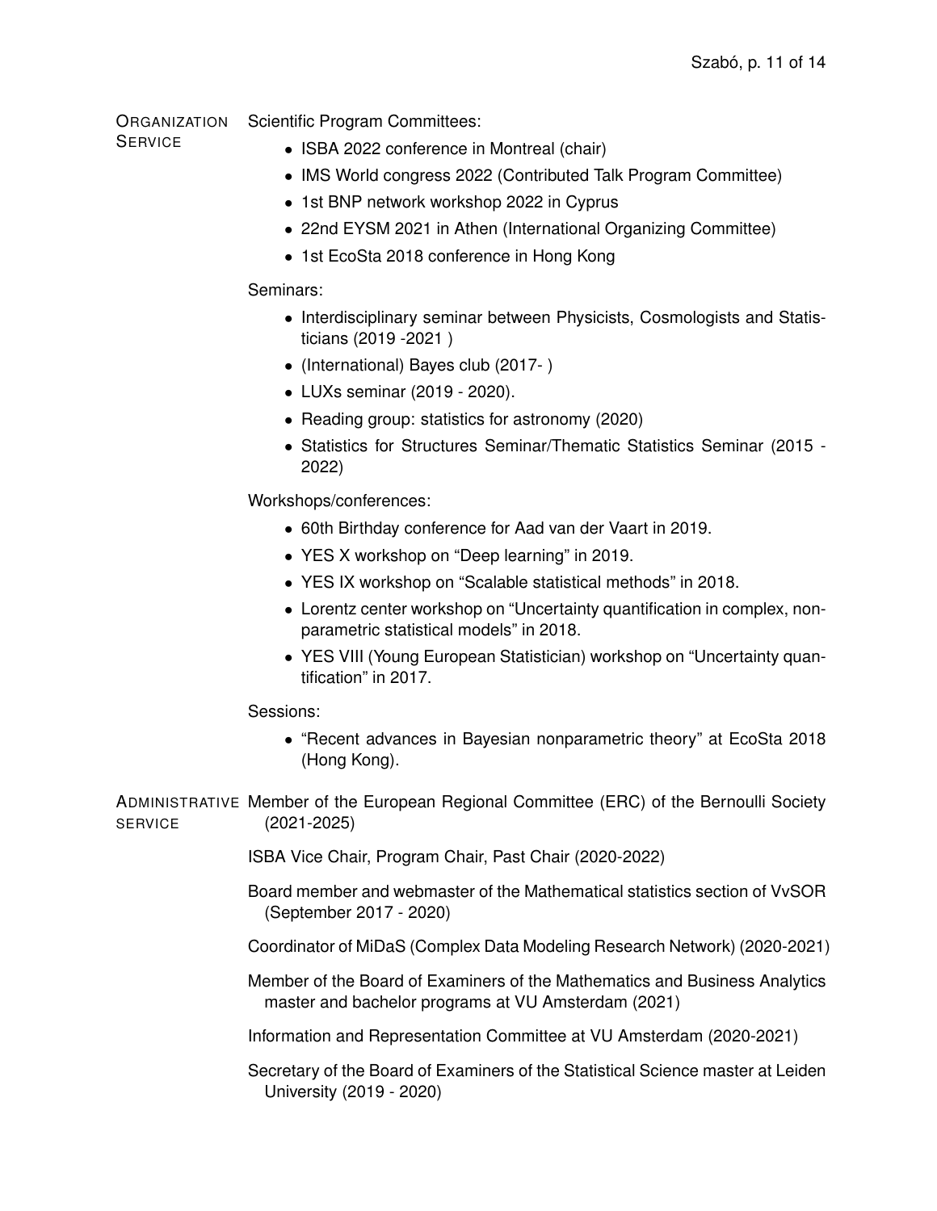## Organization Service

Scientific Program Committees:

- ISBA 2022 conference in Montreal (chair)
- IMS World congress 2022 (Contributed Talk Program Committee)
- 1st BNP network workshop 2022 in Cyprus
- 22nd EYSM 2021 in Athen (International Organizing Committee)
- 1st EcoSta 2018 conference in Hong Kong

Seminars:

- Interdisciplinary seminar between Physicists, Cosmologists and Statisticians (2019 -2021 )
- (International) Bayes club (2017- )
- LUXs seminar (2019 - 2020).
- Reading group: statistics for astronomy (2020)
- Statistics for Structures Seminar/Thematic Statistics Seminar (2015 - 2022)

Workshops/conferences:

- 60th Birthday conference for Aad van der Vaart in 2019.
- YES X workshop on "Deep learning" in 2019.
- YES IX workshop on "Scalable statistical methods" in 2018.
- Lorentz center workshop on "Uncertainty quantification in complex, nonparametric statistical models" in 2018.
- YES VIII (Young European Statistician) workshop on "Uncertainty quantification" in 2017.

Sessions:

- "Recent advances in Bayesian nonparametric theory" at EcoSta 2018 (Hong Kong).

## Administrative Service

Member of the European Regional Committee (ERC) of the Bernoulli Society (2021-2025)

ISBA Vice Chair, Program Chair, Past Chair (2020-2022)

Board member and webmaster of the Mathematical statistics section of VvSOR (September 2017 - 2020)

Coordinator of MiDaS (Complex Data Modeling Research Network) (2020-2021)

Member of the Board of Examiners of the Mathematics and Business Analytics master and bachelor programs at VU Amsterdam (2021)

Information and Representation Committee at VU Amsterdam (2020-2021)

Secretary of the Board of Examiners of the Statistical Science master at Leiden University (2019 - 2020)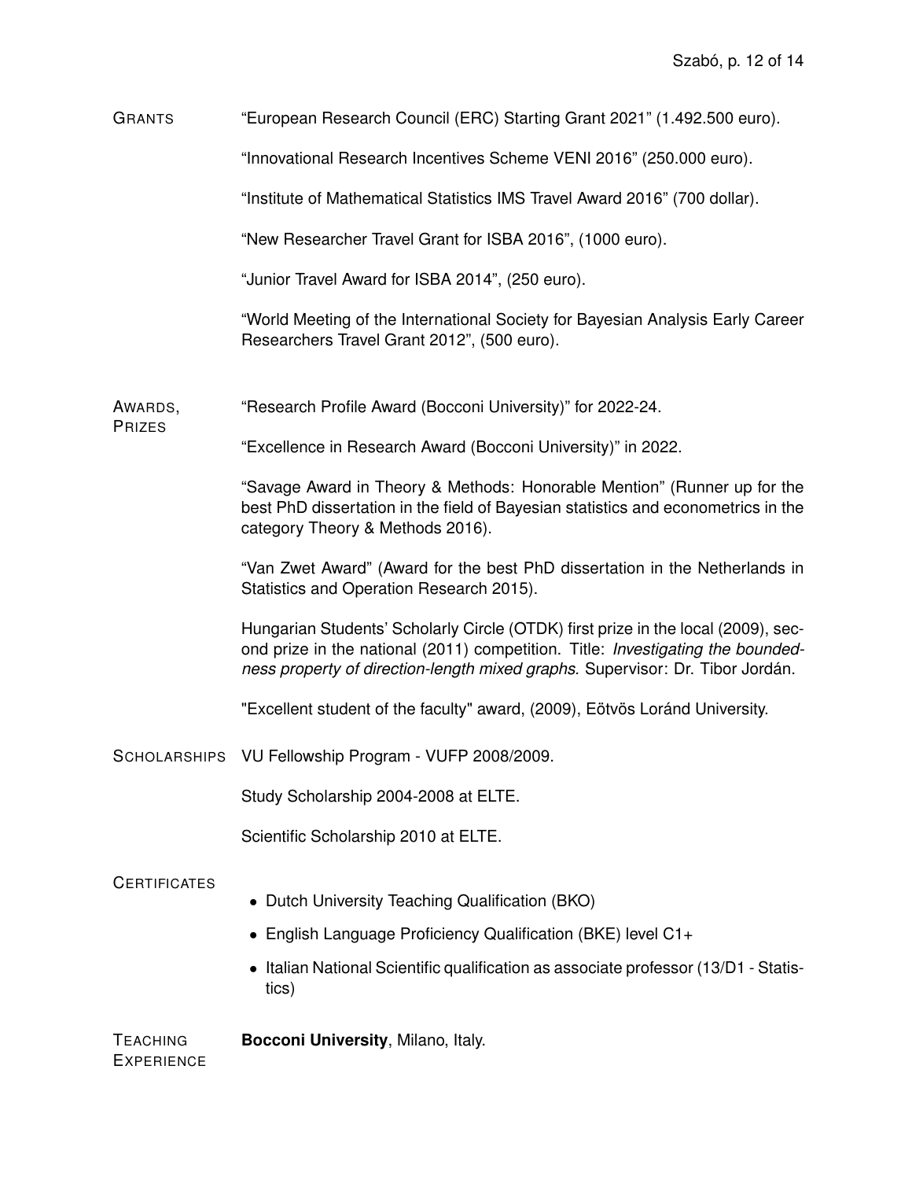## Grants

"European Research Council (ERC) Starting Grant 2021" (1.492.500 euro).

"Innovational Research Incentives Scheme VENI 2016" (250.000 euro).

"Institute of Mathematical Statistics IMS Travel Award 2016" (700 dollar).

"New Researcher Travel Grant for ISBA 2016", (1000 euro).

"Junior Travel Award for ISBA 2014", (250 euro).

"World Meeting of the International Society for Bayesian Analysis Early Career Researchers Travel Grant 2012", (500 euro).

## Awards, Prizes

"Research Profile Award (Bocconi University)" for 2022-24.

"Excellence in Research Award (Bocconi University)" in 2022.

"Savage Award in Theory & Methods: Honorable Mention" (Runner up for the best PhD dissertation in the field of Bayesian statistics and econometrics in the category Theory & Methods 2016).

"Van Zwet Award" (Award for the best PhD dissertation in the Netherlands in Statistics and Operation Research 2015).

Hungarian Students' Scholarly Circle (OTDK) first prize in the local (2009), second prize in the national (2011) competition. Title: *Investigating the boundedness property of direction-length mixed graphs*. Supervisor: Dr. Tibor Jordán.

"Excellent student of the faculty" award, (2009), Eötvös Loránd University.

## Scholarships

VU Fellowship Program - VUFP 2008/2009.

Study Scholarship 2004-2008 at ELTE.

Scientific Scholarship 2010 at ELTE.

## Certificates

- Dutch University Teaching Qualification (BKO)
- English Language Proficiency Qualification (BKE) level C1+
- Italian National Scientific qualification as associate professor (13/D1 - Statistics)

## Teaching Experience

**Bocconi University**, Milano, Italy.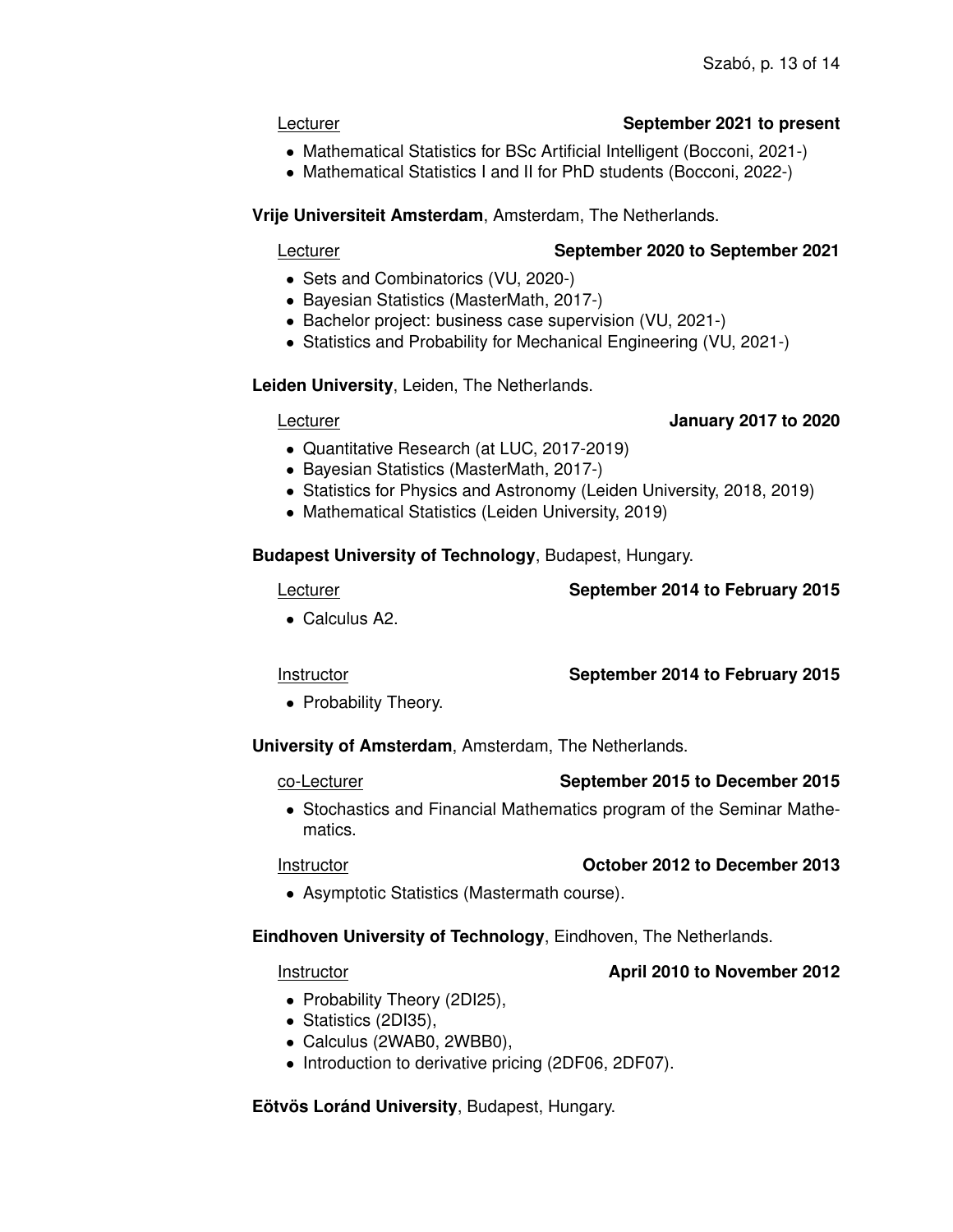Lecturer **September 2021 to present**

- Mathematical Statistics for BSc Artificial Intelligent (Bocconi, 2021-)
- Mathematical Statistics I and II for PhD students (Bocconi, 2022-)

**Vrije Universiteit Amsterdam**, Amsterdam, The Netherlands.

Lecturer **September 2020 to September 2021**

- Sets and Combinatorics (VU, 2020-)
- Bayesian Statistics (MasterMath, 2017-)
- Bachelor project: business case supervision (VU, 2021-)
- Statistics and Probability for Mechanical Engineering (VU, 2021-)

**Leiden University**, Leiden, The Netherlands.

Lecturer **January 2017 to 2020**

- Quantitative Research (at LUC, 2017-2019)
- Bayesian Statistics (MasterMath, 2017-)
- Statistics for Physics and Astronomy (Leiden University, 2018, 2019)
- Mathematical Statistics (Leiden University, 2019)

**Budapest University of Technology**, Budapest, Hungary.

Lecturer **September 2014 to February 2015**

- Calculus A2.

Instructor **September 2014 to February 2015**

- Probability Theory.

**University of Amsterdam**, Amsterdam, The Netherlands.

co-Lecturer **September 2015 to December 2015**

- Stochastics and Financial Mathematics program of the Seminar Mathematics.

Instructor **October 2012 to December 2013**

- Asymptotic Statistics (Mastermath course).

**Eindhoven University of Technology**, Eindhoven, The Netherlands.

Instructor **April 2010 to November 2012**

- Probability Theory (2DI25),
- Statistics (2DI35),
- Calculus (2WAB0, 2WBB0),
- Introduction to derivative pricing (2DF06, 2DF07).

**Eötvös Loránd University**, Budapest, Hungary.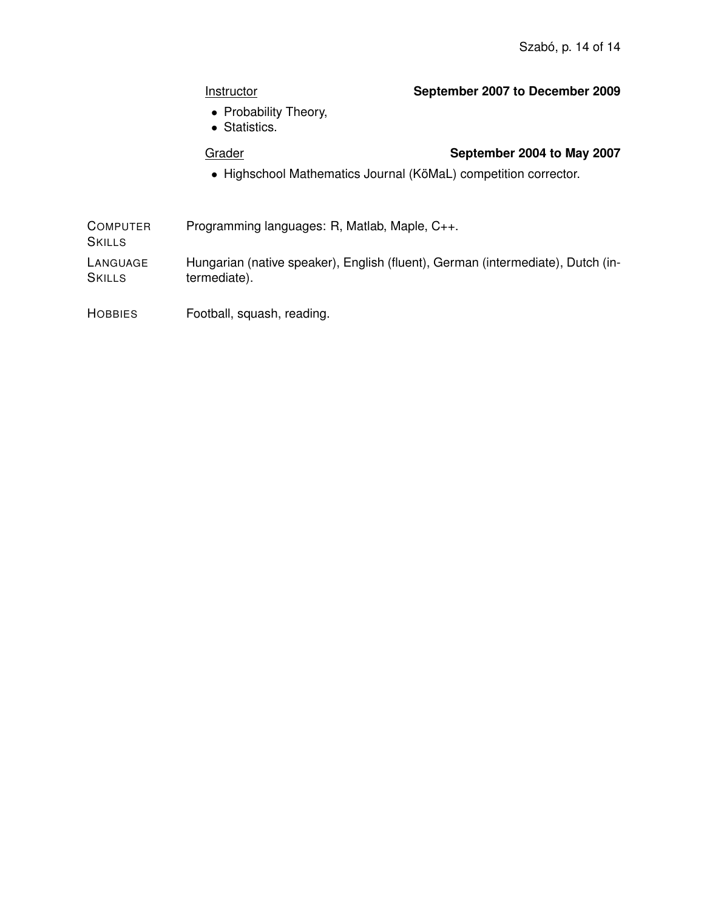<u>Instructor</u> **September 2007 to December 2009**

- Probability Theory,
- Statistics.

<u>Grader</u> **September 2004 to May 2007**

- Highschool Mathematics Journal (KöMaL) competition corrector.

**COMPUTER SKILLS** Programming languages: R, Matlab, Maple, C++.

**LANGUAGE SKILLS** Hungarian (native speaker), English (fluent), German (intermediate), Dutch (intermediate).

**HOBBIES** Football, squash, reading.